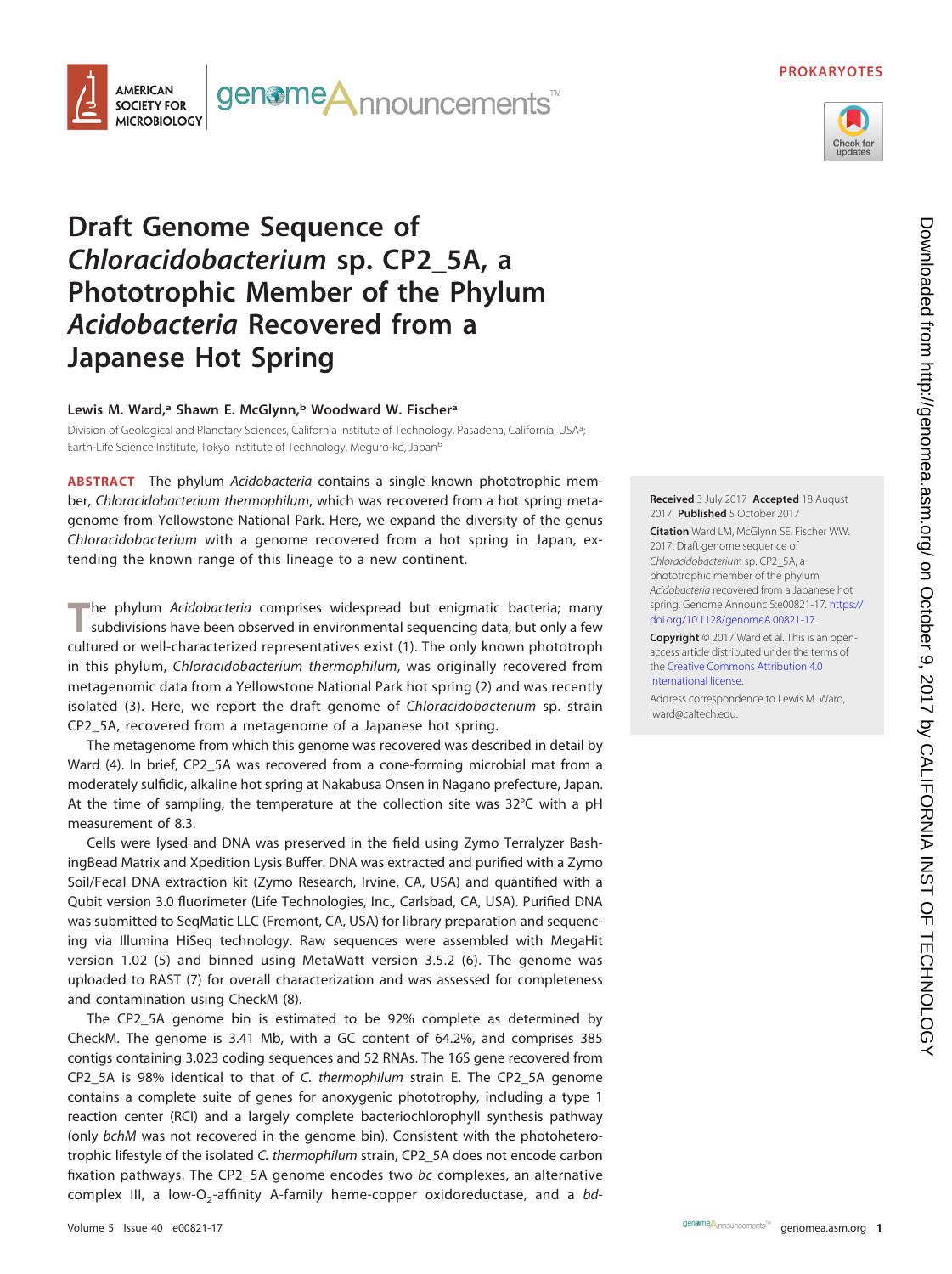PROKARYOTES

# Draft Genome Sequence of *Chloracidobacterium* sp. CP2_5A, a Phototrophic Member of the Phylum *Acidobacteria* Recovered from a Japanese Hot Spring

**Lewis M. Ward,[a] Shawn E. McGlynn,[b] Woodward W. Fischer[a]**

Division of Geological and Planetary Sciences, California Institute of Technology, Pasadena, California, USA[a]; Earth-Life Science Institute, Tokyo Institute of Technology, Meguro-ko, Japan[b]

**ABSTRACT** The phylum *Acidobacteria* contains a single known phototrophic member, *Chloracidobacterium thermophilum*, which was recovered from a hot spring metagenome from Yellowstone National Park. Here, we expand the diversity of the genus *Chloracidobacterium* with a genome recovered from a hot spring in Japan, extending the known range of this lineage to a new continent.

**Received** 3 July 2017 **Accepted** 18 August 2017 **Published** 5 October 2017

**Citation** Ward LM, McGlynn SE, Fischer WW. 2017. Draft genome sequence of *Chloracidobacterium* sp. CP2_5A, a phototrophic member of the phylum *Acidobacteria* recovered from a Japanese hot spring. Genome Announc 5:e00821-17. https://doi.org/10.1128/genomeA.00821-17.

**Copyright** © 2017 Ward et al. This is an open-access article distributed under the terms of the Creative Commons Attribution 4.0 International license.

Address correspondence to Lewis M. Ward, lward@caltech.edu.

The phylum *Acidobacteria* comprises widespread but enigmatic bacteria; many subdivisions have been observed in environmental sequencing data, but only a few cultured or well-characterized representatives exist (1). The only known phototroph in this phylum, *Chloracidobacterium thermophilum*, was originally recovered from metagenomic data from a Yellowstone National Park hot spring (2) and was recently isolated (3). Here, we report the draft genome of *Chloracidobacterium* sp. strain CP2_5A, recovered from a metagenome of a Japanese hot spring.

The metagenome from which this genome was recovered was described in detail by Ward (4). In brief, CP2_5A was recovered from a cone-forming microbial mat from a moderately sulfidic, alkaline hot spring at Nakabusa Onsen in Nagano prefecture, Japan. At the time of sampling, the temperature at the collection site was 32°C with a pH measurement of 8.3.

Cells were lysed and DNA was preserved in the field using Zymo Terralyzer BashingBead Matrix and Xpedition Lysis Buffer. DNA was extracted and purified with a Zymo Soil/Fecal DNA extraction kit (Zymo Research, Irvine, CA, USA) and quantified with a Qubit version 3.0 fluorimeter (Life Technologies, Inc., Carlsbad, CA, USA). Purified DNA was submitted to SeqMatic LLC (Fremont, CA, USA) for library preparation and sequencing via Illumina HiSeq technology. Raw sequences were assembled with MegaHit version 1.02 (5) and binned using MetaWatt version 3.5.2 (6). The genome was uploaded to RAST (7) for overall characterization and was assessed for completeness and contamination using CheckM (8).

The CP2_5A genome bin is estimated to be 92% complete as determined by CheckM. The genome is 3.41 Mb, with a GC content of 64.2%, and comprises 385 contigs containing 3,023 coding sequences and 52 RNAs. The 16S gene recovered from CP2_5A is 98% identical to that of *C. thermophilum* strain E. The CP2_5A genome contains a complete suite of genes for anoxygenic phototrophy, including a type 1 reaction center (RCI) and a largely complete bacteriochlorophyll synthesis pathway (only *bchM* was not recovered in the genome bin). Consistent with the photoheterotrophic lifestyle of the isolated *C. thermophilum* strain, CP2_5A does not encode carbon fixation pathways. The CP2_5A genome encodes two *bc* complexes, an alternative complex III, a low-$O_2$-affinity A-family heme-copper oxidoreductase, and a *bd*-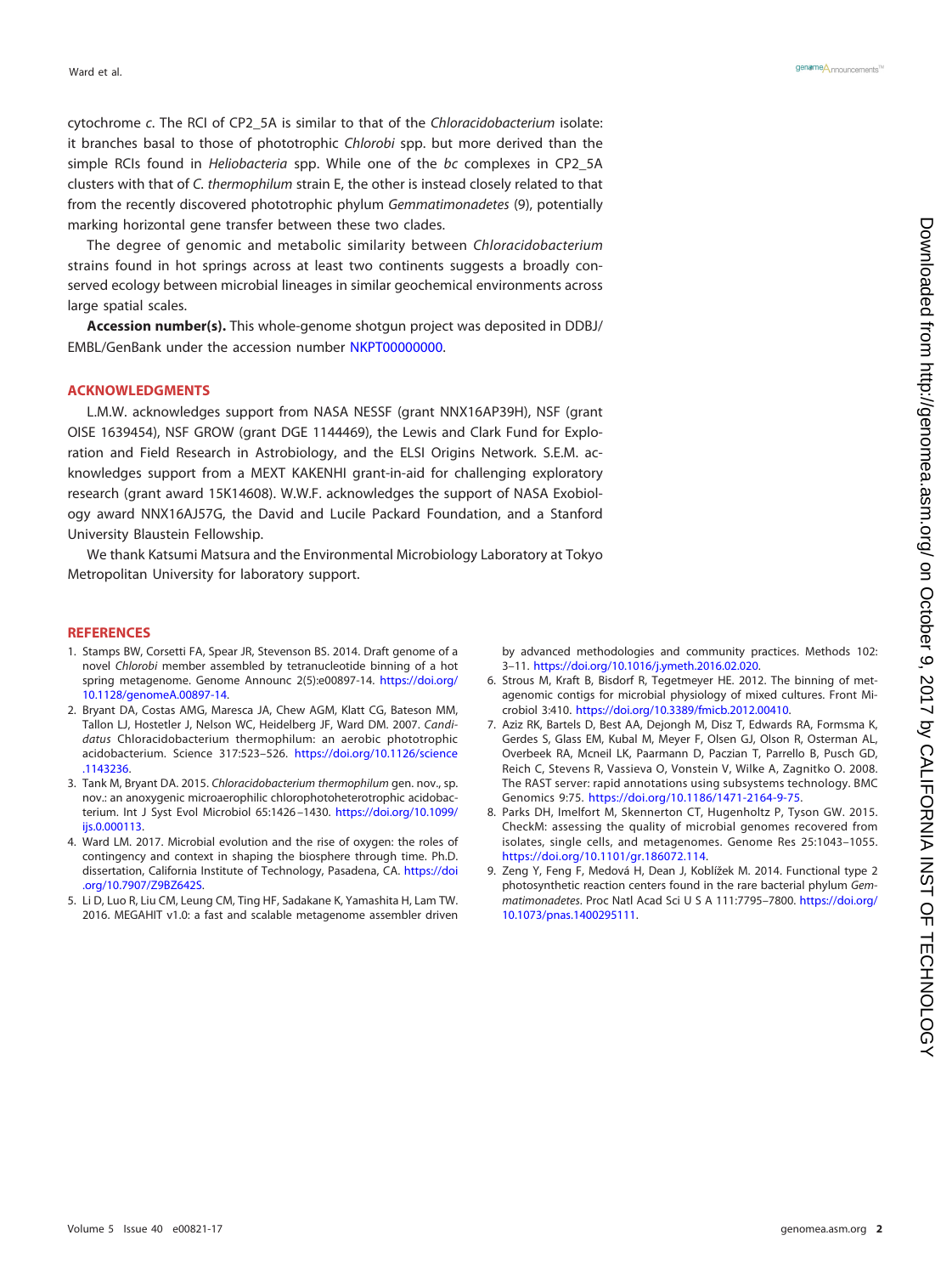cytochrome *c*. The RCI of CP2_5A is similar to that of the *Chloracidobacterium* isolate: it branches basal to those of phototrophic *Chlorobi* spp. but more derived than the simple RCIs found in *Heliobacteria* spp. While one of the *bc* complexes in CP2_5A clusters with that of *C. thermophilum* strain E, the other is instead closely related to that from the recently discovered phototrophic phylum *Gemmatimonadetes* (9), potentially marking horizontal gene transfer between these two clades.

The degree of genomic and metabolic similarity between *Chloracidobacterium* strains found in hot springs across at least two continents suggests a broadly conserved ecology between microbial lineages in similar geochemical environments across large spatial scales.

**Accession number(s).** This whole-genome shotgun project was deposited in DDBJ/EMBL/GenBank under the accession number NKPT00000000.

## ACKNOWLEDGMENTS

L.M.W. acknowledges support from NASA NESSF (grant NNX16AP39H), NSF (grant OISE 1639454), NSF GROW (grant DGE 1144469), the Lewis and Clark Fund for Exploration and Field Research in Astrobiology, and the ELSI Origins Network. S.E.M. acknowledges support from a MEXT KAKENHI grant-in-aid for challenging exploratory research (grant award 15K14608). W.W.F. acknowledges the support of NASA Exobiology award NNX16AJ57G, the David and Lucile Packard Foundation, and a Stanford University Blaustein Fellowship.

We thank Katsumi Matsura and the Environmental Microbiology Laboratory at Tokyo Metropolitan University for laboratory support.

## REFERENCES

1. Stamps BW, Corsetti FA, Spear JR, Stevenson BS. 2014. Draft genome of a novel *Chlorobi* member assembled by tetranucleotide binning of a hot spring metagenome. Genome Announc 2(5):e00897-14. https://doi.org/10.1128/genomeA.00897-14.
2. Bryant DA, Costas AMG, Maresca JA, Chew AGM, Klatt CG, Bateson MM, Tallon LJ, Hostetler J, Nelson WC, Heidelberg JF, Ward DM. 2007. *Candidatus* Chloracidobacterium thermophilum: an aerobic phototrophic acidobacterium. Science 317:523–526. https://doi.org/10.1126/science.1143236.
3. Tank M, Bryant DA. 2015. *Chloracidobacterium thermophilum* gen. nov., sp. nov.: an anoxygenic microaerophilic chlorophotoheterotrophic acidobacterium. Int J Syst Evol Microbiol 65:1426–1430. https://doi.org/10.1099/ijs.0.000113.
4. Ward LM. 2017. Microbial evolution and the rise of oxygen: the roles of contingency and context in shaping the biosphere through time. Ph.D. dissertation, California Institute of Technology, Pasadena, CA. https://doi.org/10.7907/Z9BZ642S.
5. Li D, Luo R, Liu CM, Leung CM, Ting HF, Sadakane K, Yamashita H, Lam TW. 2016. MEGAHIT v1.0: a fast and scalable metagenome assembler driven by advanced methodologies and community practices. Methods 102:3–11. https://doi.org/10.1016/j.ymeth.2016.02.020.
6. Strous M, Kraft B, Bisdorf R, Tegetmeyer HE. 2012. The binning of metagenomic contigs for microbial physiology of mixed cultures. Front Microbiol 3:410. https://doi.org/10.3389/fmicb.2012.00410.
7. Aziz RK, Bartels D, Best AA, Dejongh M, Disz T, Edwards RA, Formsma K, Gerdes S, Glass EM, Kubal M, Meyer F, Olsen GJ, Olson R, Osterman AL, Overbeek RA, Mcneil LK, Paarmann D, Paczian T, Parrello B, Pusch GD, Reich C, Stevens R, Vassieva O, Vonstein V, Wilke A, Zagnitko O. 2008. The RAST server: rapid annotations using subsystems technology. BMC Genomics 9:75. https://doi.org/10.1186/1471-2164-9-75.
8. Parks DH, Imelfort M, Skennerton CT, Hugenholtz P, Tyson GW. 2015. CheckM: assessing the quality of microbial genomes recovered from isolates, single cells, and metagenomes. Genome Res 25:1043–1055. https://doi.org/10.1101/gr.186072.114.
9. Zeng Y, Feng F, Medová H, Dean J, Koblížek M. 2014. Functional type 2 photosynthetic reaction centers found in the rare bacterial phylum *Gemmatimonadetes*. Proc Natl Acad Sci U S A 111:7795–7800. https://doi.org/10.1073/pnas.1400295111.